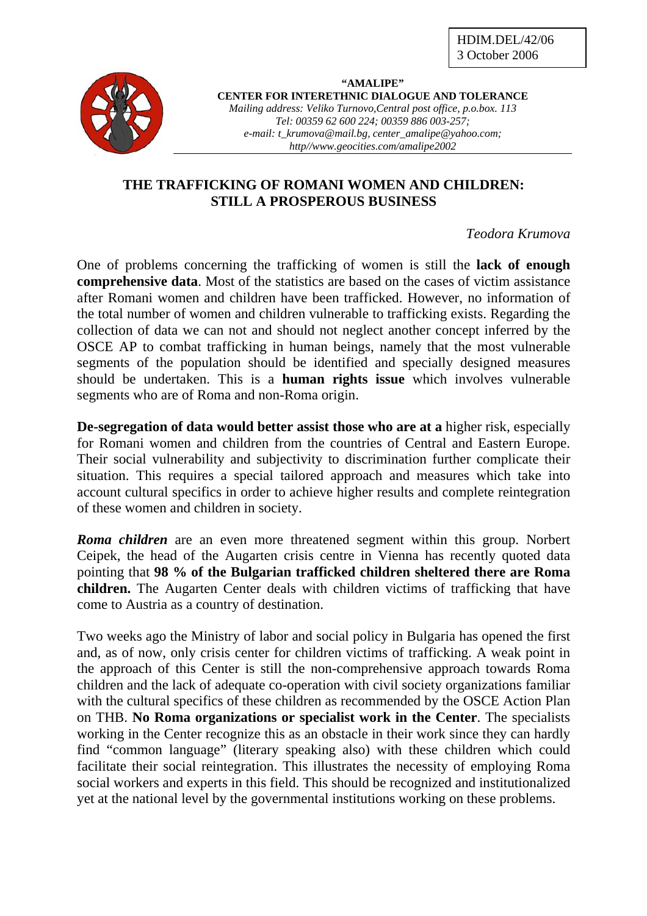HDIM.DEL/42/06
3 October 2006

**"AMALIPE"**
**CENTER FOR INTERETHNIC DIALOGUE AND TOLERANCE**
*Mailing address: Veliko Turnovo,Central post office, p.o.box. 113*
*Tel: 00359 62 600 224; 00359 886 003-257;*
*e-mail: t_krumova@mail.bg, center_amalipe@yahoo.com;*
*http//www.geocities.com/amalipe2002*

# THE TRAFFICKING OF ROMANI WOMEN AND CHILDREN: STILL A PROSPEROUS BUSINESS

*Teodora Krumova*

One of problems concerning the trafficking of women is still the **lack of enough comprehensive data**. Most of the statistics are based on the cases of victim assistance after Romani women and children have been trafficked. However, no information of the total number of women and children vulnerable to trafficking exists. Regarding the collection of data we can not and should not neglect another concept inferred by the OSCE AP to combat trafficking in human beings, namely that the most vulnerable segments of the population should be identified and specially designed measures should be undertaken. This is a **human rights issue** which involves vulnerable segments who are of Roma and non-Roma origin.

**De-segregation of data would better assist those who are at a** higher risk, especially for Romani women and children from the countries of Central and Eastern Europe. Their social vulnerability and subjectivity to discrimination further complicate their situation. This requires a special tailored approach and measures which take into account cultural specifics in order to achieve higher results and complete reintegration of these women and children in society.

***Roma children*** are an even more threatened segment within this group. Norbert Ceipek, the head of the Augarten crisis centre in Vienna has recently quoted data pointing that **98 % of the Bulgarian trafficked children sheltered there are Roma children.** The Augarten Center deals with children victims of trafficking that have come to Austria as a country of destination.

Two weeks ago the Ministry of labor and social policy in Bulgaria has opened the first and, as of now, only crisis center for children victims of trafficking. A weak point in the approach of this Center is still the non-comprehensive approach towards Roma children and the lack of adequate co-operation with civil society organizations familiar with the cultural specifics of these children as recommended by the OSCE Action Plan on THB. **No Roma organizations or specialist work in the Center**. The specialists working in the Center recognize this as an obstacle in their work since they can hardly find "common language" (literary speaking also) with these children which could facilitate their social reintegration. This illustrates the necessity of employing Roma social workers and experts in this field. This should be recognized and institutionalized yet at the national level by the governmental institutions working on these problems.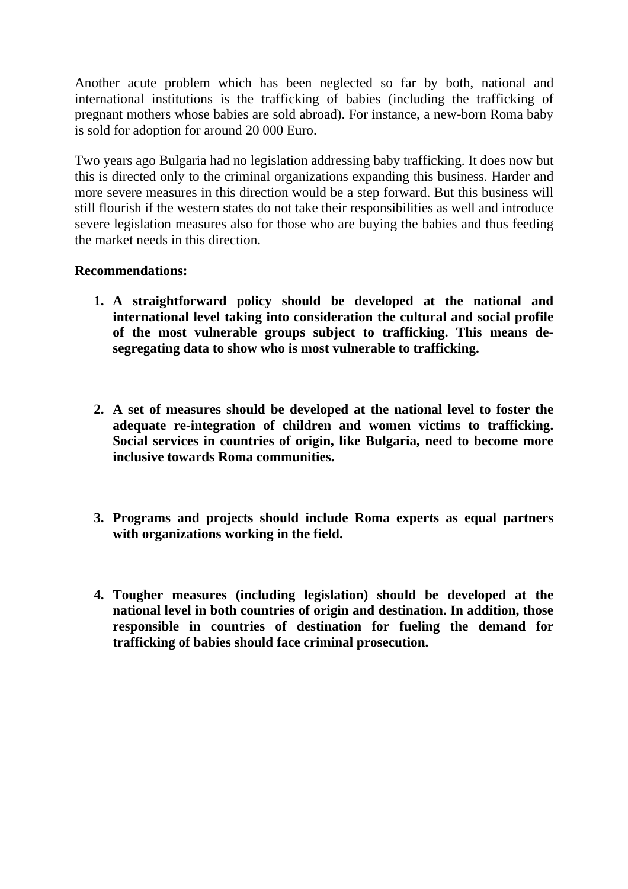Another acute problem which has been neglected so far by both, national and international institutions is the trafficking of babies (including the trafficking of pregnant mothers whose babies are sold abroad). For instance, a new-born Roma baby is sold for adoption for around 20 000 Euro.

Two years ago Bulgaria had no legislation addressing baby trafficking. It does now but this is directed only to the criminal organizations expanding this business. Harder and more severe measures in this direction would be a step forward. But this business will still flourish if the western states do not take their responsibilities as well and introduce severe legislation measures also for those who are buying the babies and thus feeding the market needs in this direction.

**Recommendations:**

1. **A straightforward policy should be developed at the national and international level taking into consideration the cultural and social profile of the most vulnerable groups subject to trafficking. This means de-segregating data to show who is most vulnerable to trafficking.**

2. **A set of measures should be developed at the national level to foster the adequate re-integration of children and women victims to trafficking. Social services in countries of origin, like Bulgaria, need to become more inclusive towards Roma communities.**

3. **Programs and projects should include Roma experts as equal partners with organizations working in the field.**

4. **Tougher measures (including legislation) should be developed at the national level in both countries of origin and destination. In addition, those responsible in countries of destination for fueling the demand for trafficking of babies should face criminal prosecution.**